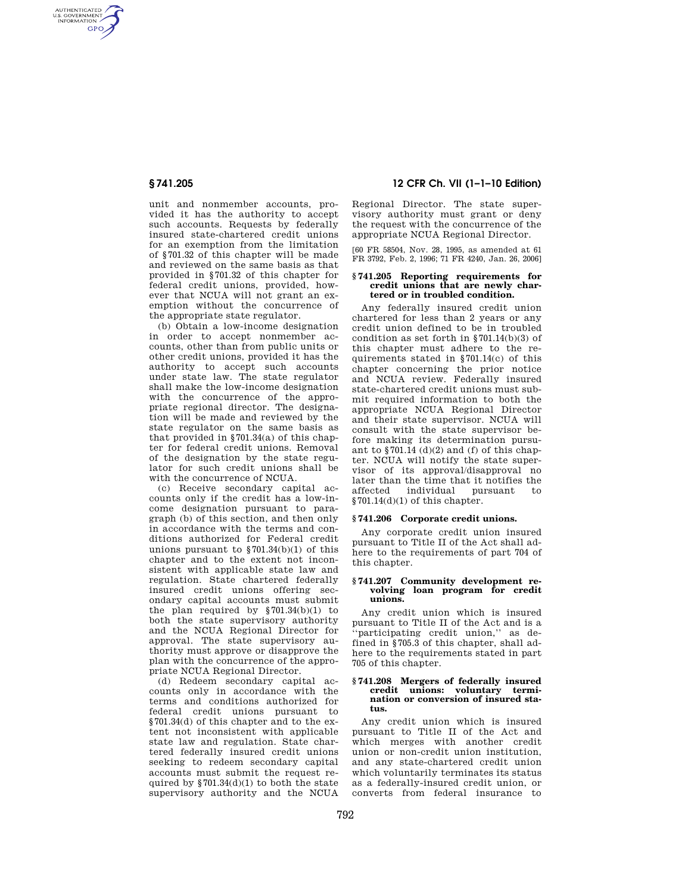unit and nonmember accounts, provided it has the authority to accept such accounts. Requests by federally insured state-chartered credit unions for an exemption from the limitation of §701.32 of this chapter will be made and reviewed on the same basis as that provided in §701.32 of this chapter for federal credit unions, provided, however that NCUA will not grant an exemption without the concurrence of the appropriate state regulator.

(b) Obtain a low-income designation in order to accept nonmember accounts, other than from public units or other credit unions, provided it has the authority to accept such accounts under state law. The state regulator shall make the low-income designation with the concurrence of the appropriate regional director. The designation will be made and reviewed by the state regulator on the same basis as that provided in §701.34(a) of this chapter for federal credit unions. Removal of the designation by the state regulator for such credit unions shall be with the concurrence of NCUA.

(c) Receive secondary capital accounts only if the credit has a low-income designation pursuant to paragraph (b) of this section, and then only in accordance with the terms and conditions authorized for Federal credit unions pursuant to §701.34(b)(1) of this chapter and to the extent not inconsistent with applicable state law and regulation. State chartered federally insured credit unions offering secondary capital accounts must submit the plan required by §701.34(b)(1) to both the state supervisory authority and the NCUA Regional Director for approval. The state supervisory authority must approve or disapprove the plan with the concurrence of the appropriate NCUA Regional Director.

(d) Redeem secondary capital accounts only in accordance with the terms and conditions authorized for federal credit unions pursuant to §701.34(d) of this chapter and to the extent not inconsistent with applicable state law and regulation. State chartered federally insured credit unions seeking to redeem secondary capital accounts must submit the request required by §701.34(d)(1) to both the state supervisory authority and the NCUA Regional Director. The state supervisory authority must grant or deny the request with the concurrence of the appropriate NCUA Regional Director.

[60 FR 58504, Nov. 28, 1995, as amended at 61 FR 3792, Feb. 2, 1996; 71 FR 4240, Jan. 26, 2006]

### §741.205 Reporting requirements for credit unions that are newly chartered or in troubled condition.

Any federally insured credit union chartered for less than 2 years or any credit union defined to be in troubled condition as set forth in §701.14(b)(3) of this chapter must adhere to the requirements stated in §701.14(c) of this chapter concerning the prior notice and NCUA review. Federally insured state-chartered credit unions must submit required information to both the appropriate NCUA Regional Director and their state supervisor. NCUA will consult with the state supervisor before making its determination pursuant to §701.14 (d)(2) and (f) of this chapter. NCUA will notify the state supervisor of its approval/disapproval no later than the time that it notifies the affected individual pursuant to §701.14(d)(1) of this chapter.

### §741.206 Corporate credit unions.

Any corporate credit union insured pursuant to Title II of the Act shall adhere to the requirements of part 704 of this chapter.

### §741.207 Community development revolving loan program for credit unions.

Any credit union which is insured pursuant to Title II of the Act and is a "participating credit union," as defined in §705.3 of this chapter, shall adhere to the requirements stated in part 705 of this chapter.

### §741.208 Mergers of federally insured credit unions: voluntary termination or conversion of insured status.

Any credit union which is insured pursuant to Title II of the Act and which merges with another credit union or non-credit union institution, and any state-chartered credit union which voluntarily terminates its status as a federally-insured credit union, or converts from federal insurance to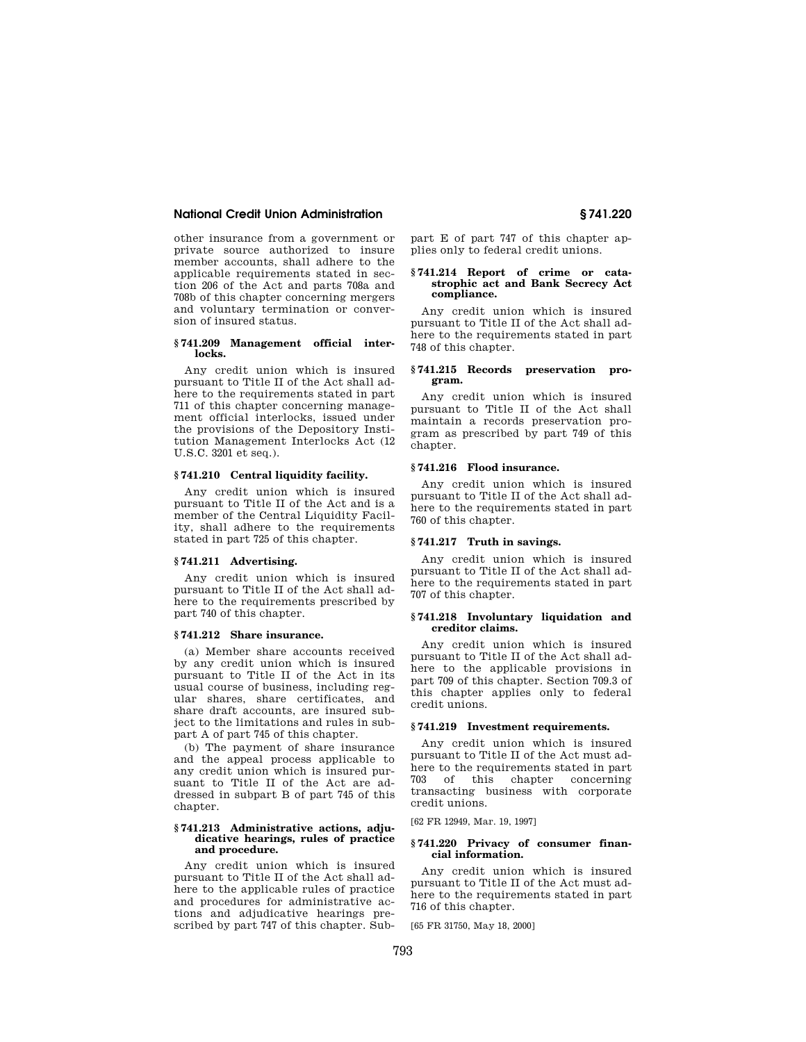other insurance from a government or private source authorized to insure member accounts, shall adhere to the applicable requirements stated in section 206 of the Act and parts 708a and 708b of this chapter concerning mergers and voluntary termination or conversion of insured status.

### § 741.209 Management official interlocks.

Any credit union which is insured pursuant to Title II of the Act shall adhere to the requirements stated in part 711 of this chapter concerning management official interlocks, issued under the provisions of the Depository Institution Management Interlocks Act (12 U.S.C. 3201 et seq.).

### § 741.210 Central liquidity facility.

Any credit union which is insured pursuant to Title II of the Act and is a member of the Central Liquidity Facility, shall adhere to the requirements stated in part 725 of this chapter.

### § 741.211 Advertising.

Any credit union which is insured pursuant to Title II of the Act shall adhere to the requirements prescribed by part 740 of this chapter.

### § 741.212 Share insurance.

(a) Member share accounts received by any credit union which is insured pursuant to Title II of the Act in its usual course of business, including regular shares, share certificates, and share draft accounts, are insured subject to the limitations and rules in subpart A of part 745 of this chapter.

(b) The payment of share insurance and the appeal process applicable to any credit union which is insured pursuant to Title II of the Act are addressed in subpart B of part 745 of this chapter.

### § 741.213 Administrative actions, adjudicative hearings, rules of practice and procedure.

Any credit union which is insured pursuant to Title II of the Act shall adhere to the applicable rules of practice and procedures for administrative actions and adjudicative hearings prescribed by part 747 of this chapter. Subpart E of part 747 of this chapter applies only to federal credit unions.

### § 741.214 Report of crime or catastrophic act and Bank Secrecy Act compliance.

Any credit union which is insured pursuant to Title II of the Act shall adhere to the requirements stated in part 748 of this chapter.

### § 741.215 Records preservation program.

Any credit union which is insured pursuant to Title II of the Act shall maintain a records preservation program as prescribed by part 749 of this chapter.

### § 741.216 Flood insurance.

Any credit union which is insured pursuant to Title II of the Act shall adhere to the requirements stated in part 760 of this chapter.

### § 741.217 Truth in savings.

Any credit union which is insured pursuant to Title II of the Act shall adhere to the requirements stated in part 707 of this chapter.

### § 741.218 Involuntary liquidation and creditor claims.

Any credit union which is insured pursuant to Title II of the Act shall adhere to the applicable provisions in part 709 of this chapter. Section 709.3 of this chapter applies only to federal credit unions.

### § 741.219 Investment requirements.

Any credit union which is insured pursuant to Title II of the Act must adhere to the requirements stated in part 703 of this chapter concerning transacting business with corporate credit unions.

[62 FR 12949, Mar. 19, 1997]

### § 741.220 Privacy of consumer financial information.

Any credit union which is insured pursuant to Title II of the Act must adhere to the requirements stated in part 716 of this chapter.

[65 FR 31750, May 18, 2000]